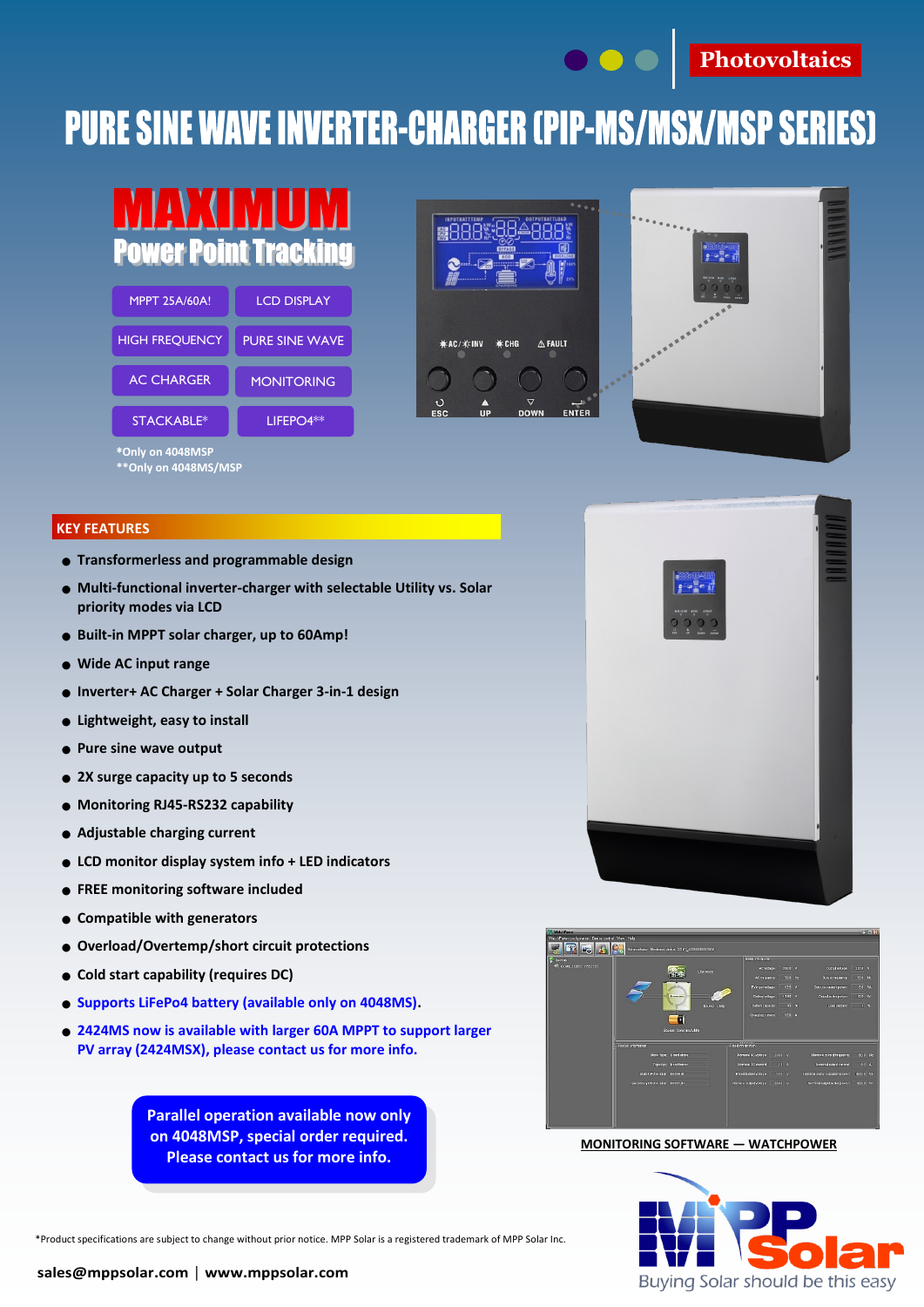Photovoltaics

# PURE SINE WAVE INVERTER-CHARGER (PIP-MS/MSX/MSP SERIES)

## MAXIMUM Power Point Tracking

- MPPT 25A/60A!
- LCD DISPLAY
- HIGH FREQUENCY
- PURE SINE WAVE
- AC CHARGER
- MONITORING
- STACKABLE*
- LIFEPO4**

*Only on 4048MSP
**Only on 4048MS/MSP

## KEY FEATURES

- Transformerless and programmable design
- Multi-functional inverter-charger with selectable Utility vs. Solar priority modes via LCD
- Built-in MPPT solar charger, up to 60Amp!
- Wide AC input range
- Inverter+ AC Charger + Solar Charger 3-in-1 design
- Lightweight, easy to install
- Pure sine wave output
- 2X surge capacity up to 5 seconds
- Monitoring RJ45-RS232 capability
- Adjustable charging current
- LCD monitor display system info + LED indicators
- FREE monitoring software included
- Compatible with generators
- Overload/Overtemp/short circuit protections
- Cold start capability (requires DC)
- Supports LiFePo4 battery (available only on 4048MS).
- 2424MS now is available with larger 60A MPPT to support larger PV array (2424MSX), please contact us for more info.

**Parallel operation available now only on 4048MSP, special order required. Please contact us for more info.**

MONITORING SOFTWARE — WATCHPOWER

*Product specifications are subject to change without prior notice. MPP Solar is a registered trademark of MPP Solar Inc.

sales@mppsolar.com | www.mppsolar.com

MPP Solar — Buying Solar should be this easy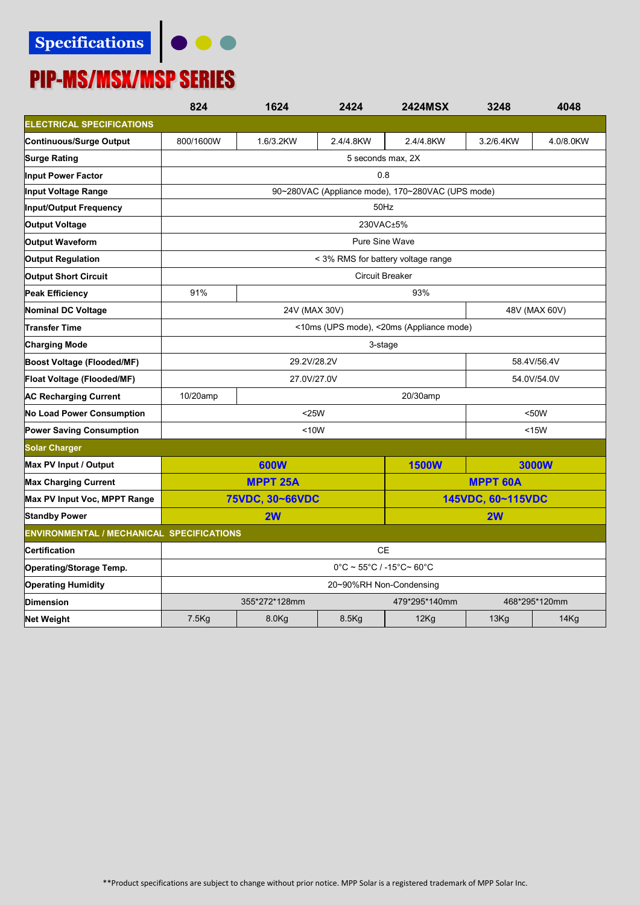## Specifications

# PIP-MS/MSX/MSP SERIES

| | 824 | 1624 | 2424 | 2424MSX | 3248 | 4048 |
|---|---|---|---|---|---|---|
| **ELECTRICAL SPECIFICATIONS** | | | | | | |
| **Continuous/Surge Output** | 800/1600W | 1.6/3.2KW | 2.4/4.8KW | 2.4/4.8KW | 3.2/6.4KW | 4.0/8.0KW |
| **Surge Rating** | 5 seconds max, 2X | | | | | |
| **Input Power Factor** | 0.8 | | | | | |
| **Input Voltage Range** | 90~280VAC (Appliance mode), 170~280VAC (UPS mode) | | | | | |
| **Input/Output Frequency** | 50Hz | | | | | |
| **Output Voltage** | 230VAC±5% | | | | | |
| **Output Waveform** | Pure Sine Wave | | | | | |
| **Output Regulation** | < 3% RMS for battery voltage range | | | | | |
| **Output Short Circuit** | Circuit Breaker | | | | | |
| **Peak Efficiency** | 91% | 93% | | | | |
| **Nominal DC Voltage** | 24V (MAX 30V) | | | | 48V (MAX 60V) | |
| **Transfer Time** | <10ms (UPS mode), <20ms (Appliance mode) | | | | | |
| **Charging Mode** | 3-stage | | | | | |
| **Boost Voltage (Flooded/MF)** | 29.2V/28.2V | | | | 58.4V/56.4V | |
| **Float Voltage (Flooded/MF)** | 27.0V/27.0V | | | | 54.0V/54.0V | |
| **AC Recharging Current** | 10/20amp | 20/30amp | | | | |
| **No Load Power Consumption** | <25W | | | | <50W | |
| **Power Saving Consumption** | <10W | | | | <15W | |
| **Solar Charger** | | | | | | |
| **Max PV Input / Output** | **600W** | | | **1500W** | **3000W** | |
| **Max Charging Current** | **MPPT 25A** | | | **MPPT 60A** | | |
| **Max PV Input Voc, MPPT Range** | **75VDC, 30~66VDC** | | | **145VDC, 60~115VDC** | | |
| **Standby Power** | **2W** | | | **2W** | | |
| **ENVIRONMENTAL / MECHANICAL SPECIFICATIONS** | | | | | | |
| **Certification** | CE | | | | | |
| **Operating/Storage Temp.** | 0°C ~ 55°C / -15°C~ 60°C | | | | | |
| **Operating Humidity** | 20~90%RH Non-Condensing | | | | | |
| **Dimension** | 355*272*128mm | | | 479*295*140mm | 468*295*120mm | |
| **Net Weight** | 7.5Kg | 8.0Kg | 8.5Kg | 12Kg | 13Kg | 14Kg |

**Product specifications are subject to change without prior notice. MPP Solar is a registered trademark of MPP Solar Inc.